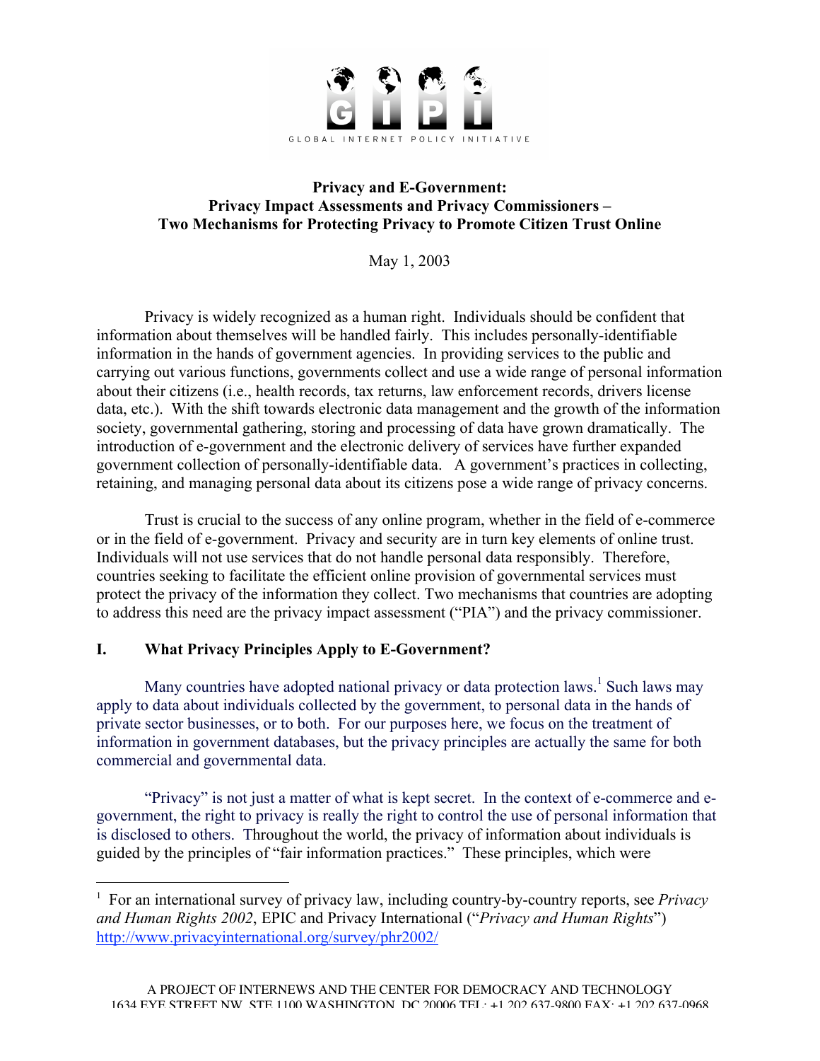GLOBAL INTERNET POLICY INITIATIVE

**Privacy and E-Government:**
**Privacy Impact Assessments and Privacy Commissioners –**
**Two Mechanisms for Protecting Privacy to Promote Citizen Trust Online**

May 1, 2003

Privacy is widely recognized as a human right. Individuals should be confident that information about themselves will be handled fairly. This includes personally-identifiable information in the hands of government agencies. In providing services to the public and carrying out various functions, governments collect and use a wide range of personal information about their citizens (i.e., health records, tax returns, law enforcement records, drivers license data, etc.). With the shift towards electronic data management and the growth of the information society, governmental gathering, storing and processing of data have grown dramatically. The introduction of e-government and the electronic delivery of services have further expanded government collection of personally-identifiable data. A government's practices in collecting, retaining, and managing personal data about its citizens pose a wide range of privacy concerns.

Trust is crucial to the success of any online program, whether in the field of e-commerce or in the field of e-government. Privacy and security are in turn key elements of online trust. Individuals will not use services that do not handle personal data responsibly. Therefore, countries seeking to facilitate the efficient online provision of governmental services must protect the privacy of the information they collect. Two mechanisms that countries are adopting to address this need are the privacy impact assessment ("PIA") and the privacy commissioner.

## I. What Privacy Principles Apply to E-Government?

Many countries have adopted national privacy or data protection laws.[1] Such laws may apply to data about individuals collected by the government, to personal data in the hands of private sector businesses, or to both. For our purposes here, we focus on the treatment of information in government databases, but the privacy principles are actually the same for both commercial and governmental data.

"Privacy" is not just a matter of what is kept secret. In the context of e-commerce and e-government, the right to privacy is really the right to control the use of personal information that is disclosed to others. Throughout the world, the privacy of information about individuals is guided by the principles of "fair information practices." These principles, which were

---

[1] For an international survey of privacy law, including country-by-country reports, see *Privacy and Human Rights 2002*, EPIC and Privacy International ("*Privacy and Human Rights*") http://www.privacyinternational.org/survey/phr2002/

A PROJECT OF INTERNEWS AND THE CENTER FOR DEMOCRACY AND TECHNOLOGY
1634 EYE STREET NW, STE 1100 WASHINGTON, DC 20006 TEL: +1 202 637-9800 FAX: +1 202 637-0968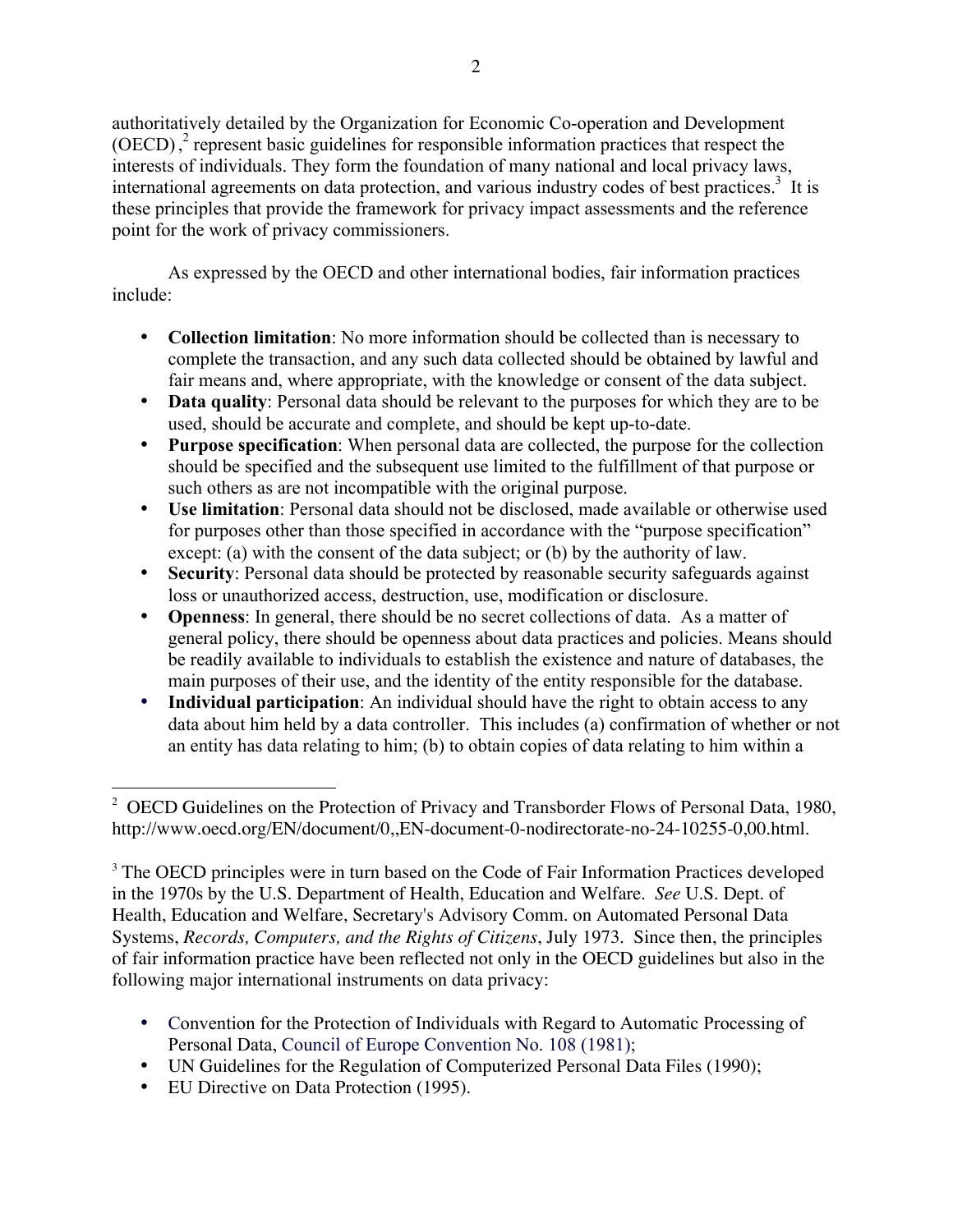authoritatively detailed by the Organization for Economic Co-operation and Development (OECD) ,[2] represent basic guidelines for responsible information practices that respect the interests of individuals. They form the foundation of many national and local privacy laws, international agreements on data protection, and various industry codes of best practices.[3] It is these principles that provide the framework for privacy impact assessments and the reference point for the work of privacy commissioners.

As expressed by the OECD and other international bodies, fair information practices include:

- **Collection limitation**: No more information should be collected than is necessary to complete the transaction, and any such data collected should be obtained by lawful and fair means and, where appropriate, with the knowledge or consent of the data subject.
- **Data quality**: Personal data should be relevant to the purposes for which they are to be used, should be accurate and complete, and should be kept up-to-date.
- **Purpose specification**: When personal data are collected, the purpose for the collection should be specified and the subsequent use limited to the fulfillment of that purpose or such others as are not incompatible with the original purpose.
- **Use limitation**: Personal data should not be disclosed, made available or otherwise used for purposes other than those specified in accordance with the "purpose specification" except: (a) with the consent of the data subject; or (b) by the authority of law.
- **Security**: Personal data should be protected by reasonable security safeguards against loss or unauthorized access, destruction, use, modification or disclosure.
- **Openness**: In general, there should be no secret collections of data. As a matter of general policy, there should be openness about data practices and policies. Means should be readily available to individuals to establish the existence and nature of databases, the main purposes of their use, and the identity of the entity responsible for the database.
- **Individual participation**: An individual should have the right to obtain access to any data about him held by a data controller. This includes (a) confirmation of whether or not an entity has data relating to him; (b) to obtain copies of data relating to him within a

---

[2] OECD Guidelines on the Protection of Privacy and Transborder Flows of Personal Data, 1980, http://www.oecd.org/EN/document/0,,EN-document-0-nodirectorate-no-24-10255-0,00.html.

[3] The OECD principles were in turn based on the Code of Fair Information Practices developed in the 1970s by the U.S. Department of Health, Education and Welfare. *See* U.S. Dept. of Health, Education and Welfare, Secretary's Advisory Comm. on Automated Personal Data Systems, *Records, Computers, and the Rights of Citizens*, July 1973. Since then, the principles of fair information practice have been reflected not only in the OECD guidelines but also in the following major international instruments on data privacy:

- Convention for the Protection of Individuals with Regard to Automatic Processing of Personal Data, Council of Europe Convention No. 108 (1981);
- UN Guidelines for the Regulation of Computerized Personal Data Files (1990);
- EU Directive on Data Protection (1995).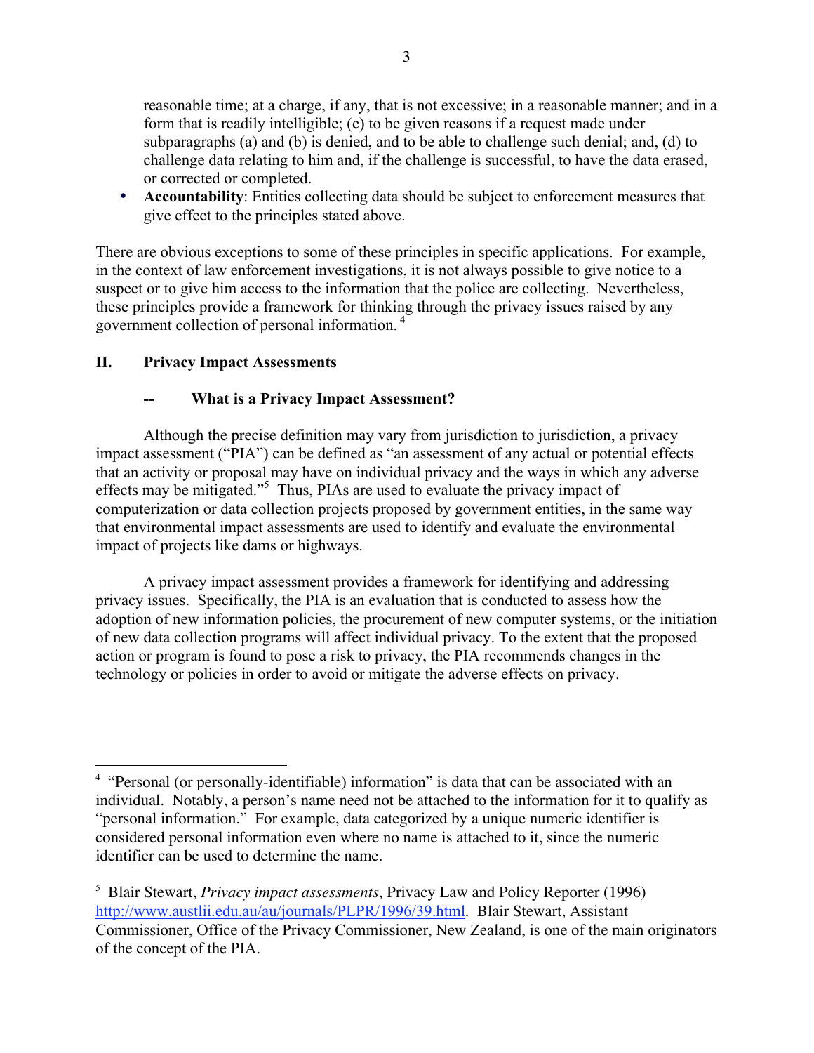reasonable time; at a charge, if any, that is not excessive; in a reasonable manner; and in a form that is readily intelligible; (c) to be given reasons if a request made under subparagraphs (a) and (b) is denied, and to be able to challenge such denial; and, (d) to challenge data relating to him and, if the challenge is successful, to have the data erased, or corrected or completed.

- **Accountability**: Entities collecting data should be subject to enforcement measures that give effect to the principles stated above.

There are obvious exceptions to some of these principles in specific applications. For example, in the context of law enforcement investigations, it is not always possible to give notice to a suspect or to give him access to the information that the police are collecting. Nevertheless, these principles provide a framework for thinking through the privacy issues raised by any government collection of personal information. [4]

## II. Privacy Impact Assessments

### -- What is a Privacy Impact Assessment?

Although the precise definition may vary from jurisdiction to jurisdiction, a privacy impact assessment ("PIA") can be defined as "an assessment of any actual or potential effects that an activity or proposal may have on individual privacy and the ways in which any adverse effects may be mitigated."[5] Thus, PIAs are used to evaluate the privacy impact of computerization or data collection projects proposed by government entities, in the same way that environmental impact assessments are used to identify and evaluate the environmental impact of projects like dams or highways.

A privacy impact assessment provides a framework for identifying and addressing privacy issues. Specifically, the PIA is an evaluation that is conducted to assess how the adoption of new information policies, the procurement of new computer systems, or the initiation of new data collection programs will affect individual privacy. To the extent that the proposed action or program is found to pose a risk to privacy, the PIA recommends changes in the technology or policies in order to avoid or mitigate the adverse effects on privacy.

---

[4] "Personal (or personally-identifiable) information" is data that can be associated with an individual. Notably, a person's name need not be attached to the information for it to qualify as "personal information." For example, data categorized by a unique numeric identifier is considered personal information even where no name is attached to it, since the numeric identifier can be used to determine the name.

[5] Blair Stewart, *Privacy impact assessments*, Privacy Law and Policy Reporter (1996) http://www.austlii.edu.au/au/journals/PLPR/1996/39.html. Blair Stewart, Assistant Commissioner, Office of the Privacy Commissioner, New Zealand, is one of the main originators of the concept of the PIA.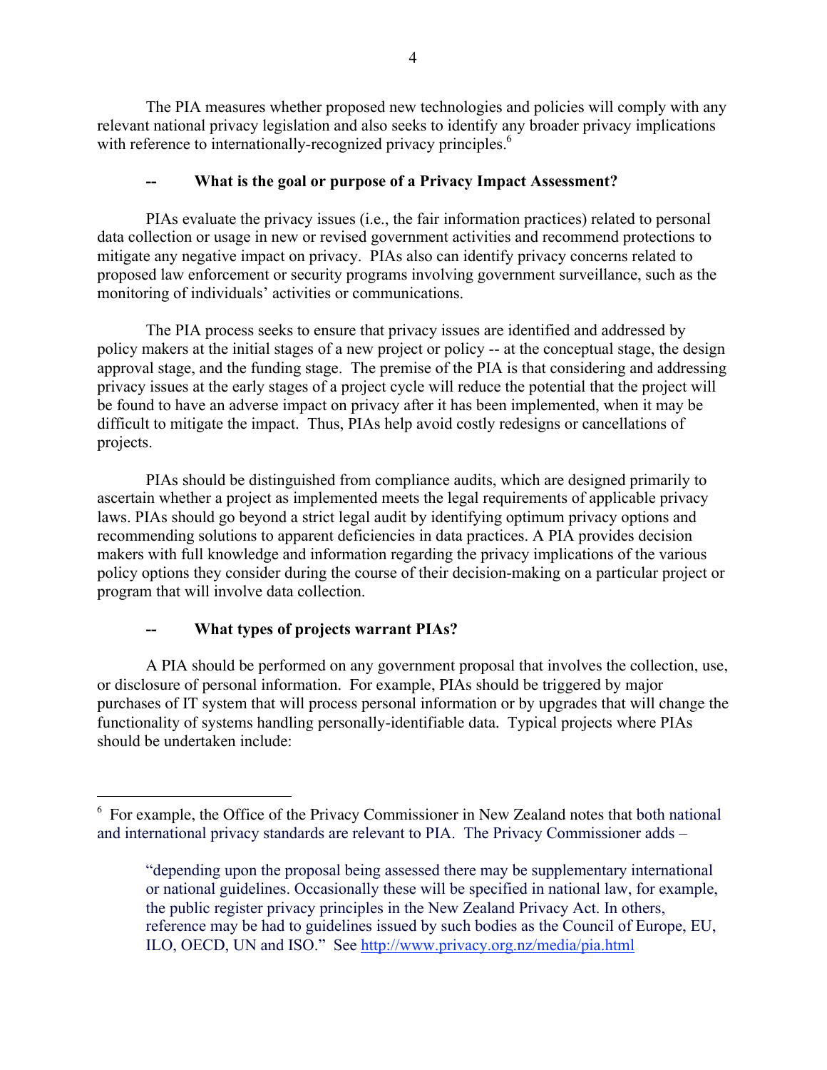The PIA measures whether proposed new technologies and policies will comply with any relevant national privacy legislation and also seeks to identify any broader privacy implications with reference to internationally-recognized privacy principles.[6]

### -- What is the goal or purpose of a Privacy Impact Assessment?

PIAs evaluate the privacy issues (i.e., the fair information practices) related to personal data collection or usage in new or revised government activities and recommend protections to mitigate any negative impact on privacy. PIAs also can identify privacy concerns related to proposed law enforcement or security programs involving government surveillance, such as the monitoring of individuals' activities or communications.

The PIA process seeks to ensure that privacy issues are identified and addressed by policy makers at the initial stages of a new project or policy -- at the conceptual stage, the design approval stage, and the funding stage. The premise of the PIA is that considering and addressing privacy issues at the early stages of a project cycle will reduce the potential that the project will be found to have an adverse impact on privacy after it has been implemented, when it may be difficult to mitigate the impact. Thus, PIAs help avoid costly redesigns or cancellations of projects.

PIAs should be distinguished from compliance audits, which are designed primarily to ascertain whether a project as implemented meets the legal requirements of applicable privacy laws. PIAs should go beyond a strict legal audit by identifying optimum privacy options and recommending solutions to apparent deficiencies in data practices. A PIA provides decision makers with full knowledge and information regarding the privacy implications of the various policy options they consider during the course of their decision-making on a particular project or program that will involve data collection.

### -- What types of projects warrant PIAs?

A PIA should be performed on any government proposal that involves the collection, use, or disclosure of personal information. For example, PIAs should be triggered by major purchases of IT system that will process personal information or by upgrades that will change the functionality of systems handling personally-identifiable data. Typical projects where PIAs should be undertaken include:

---

[6] For example, the Office of the Privacy Commissioner in New Zealand notes that both national and international privacy standards are relevant to PIA. The Privacy Commissioner adds –

> "depending upon the proposal being assessed there may be supplementary international or national guidelines. Occasionally these will be specified in national law, for example, the public register privacy principles in the New Zealand Privacy Act. In others, reference may be had to guidelines issued by such bodies as the Council of Europe, EU, ILO, OECD, UN and ISO." See http://www.privacy.org.nz/media/pia.html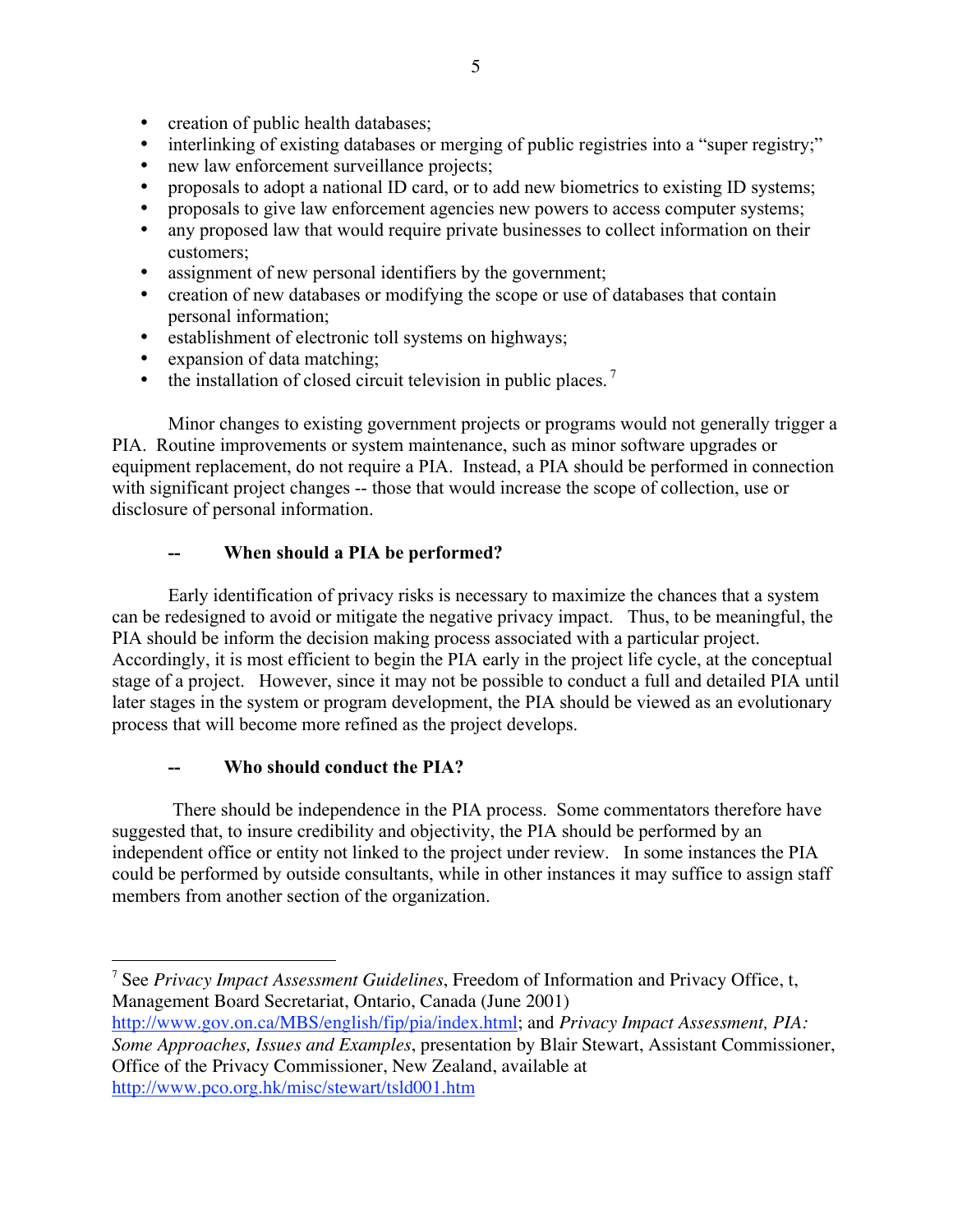- creation of public health databases;
- interlinking of existing databases or merging of public registries into a "super registry;"
- new law enforcement surveillance projects;
- proposals to adopt a national ID card, or to add new biometrics to existing ID systems;
- proposals to give law enforcement agencies new powers to access computer systems;
- any proposed law that would require private businesses to collect information on their customers;
- assignment of new personal identifiers by the government;
- creation of new databases or modifying the scope or use of databases that contain personal information;
- establishment of electronic toll systems on highways;
- expansion of data matching;
- the installation of closed circuit television in public places.[7]

Minor changes to existing government projects or programs would not generally trigger a PIA. Routine improvements or system maintenance, such as minor software upgrades or equipment replacement, do not require a PIA. Instead, a PIA should be performed in connection with significant project changes -- those that would increase the scope of collection, use or disclosure of personal information.

### -- When should a PIA be performed?

Early identification of privacy risks is necessary to maximize the chances that a system can be redesigned to avoid or mitigate the negative privacy impact. Thus, to be meaningful, the PIA should be inform the decision making process associated with a particular project. Accordingly, it is most efficient to begin the PIA early in the project life cycle, at the conceptual stage of a project. However, since it may not be possible to conduct a full and detailed PIA until later stages in the system or program development, the PIA should be viewed as an evolutionary process that will become more refined as the project develops.

### -- Who should conduct the PIA?

There should be independence in the PIA process. Some commentators therefore have suggested that, to insure credibility and objectivity, the PIA should be performed by an independent office or entity not linked to the project under review. In some instances the PIA could be performed by outside consultants, while in other instances it may suffice to assign staff members from another section of the organization.

---

[7] See *Privacy Impact Assessment Guidelines*, Freedom of Information and Privacy Office, t, Management Board Secretariat, Ontario, Canada (June 2001) http://www.gov.on.ca/MBS/english/fip/pia/index.html; and *Privacy Impact Assessment, PIA: Some Approaches, Issues and Examples*, presentation by Blair Stewart, Assistant Commissioner, Office of the Privacy Commissioner, New Zealand, available at http://www.pco.org.hk/misc/stewart/tsld001.htm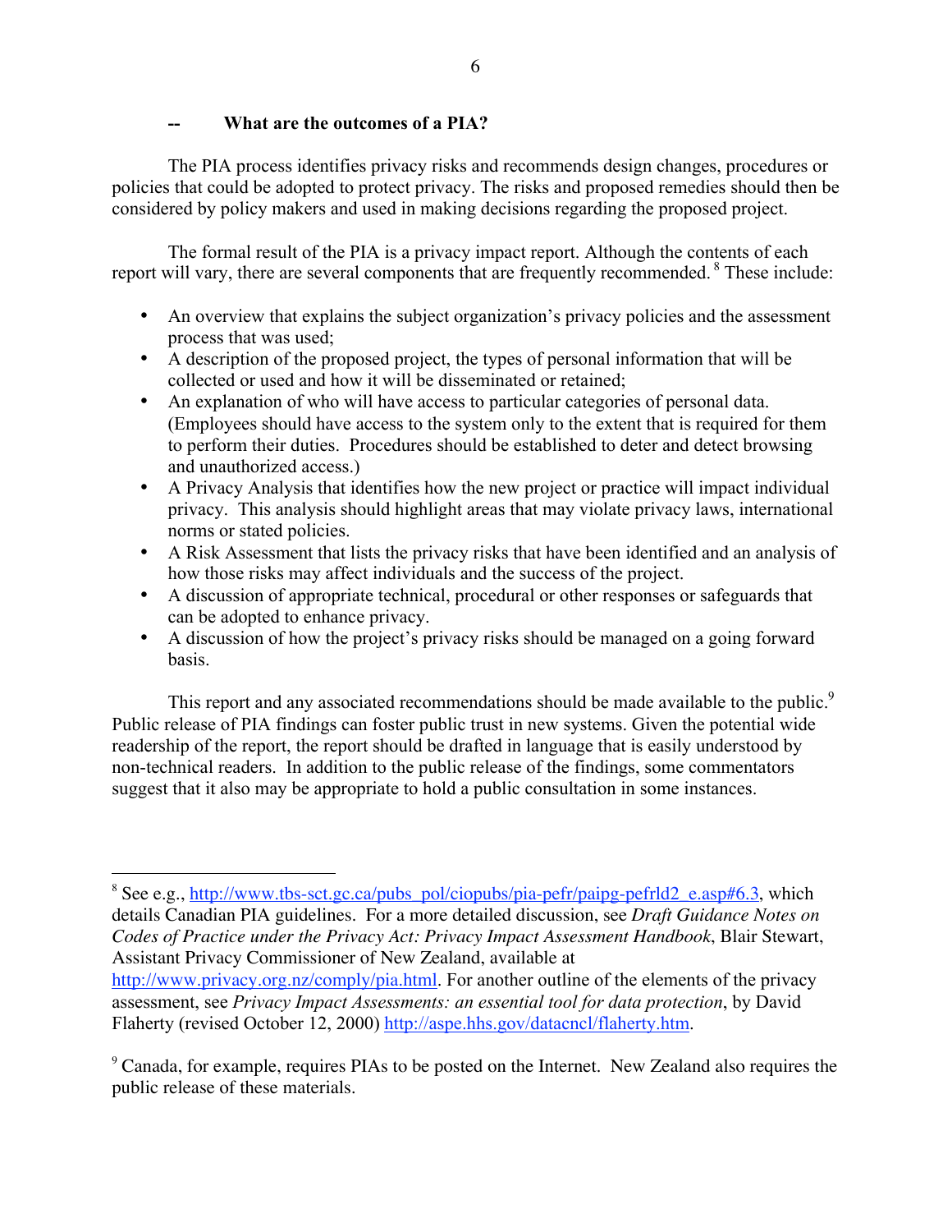### -- What are the outcomes of a PIA?

The PIA process identifies privacy risks and recommends design changes, procedures or policies that could be adopted to protect privacy. The risks and proposed remedies should then be considered by policy makers and used in making decisions regarding the proposed project.

The formal result of the PIA is a privacy impact report. Although the contents of each report will vary, there are several components that are frequently recommended. [8] These include:

- An overview that explains the subject organization's privacy policies and the assessment process that was used;
- A description of the proposed project, the types of personal information that will be collected or used and how it will be disseminated or retained;
- An explanation of who will have access to particular categories of personal data. (Employees should have access to the system only to the extent that is required for them to perform their duties. Procedures should be established to deter and detect browsing and unauthorized access.)
- A Privacy Analysis that identifies how the new project or practice will impact individual privacy. This analysis should highlight areas that may violate privacy laws, international norms or stated policies.
- A Risk Assessment that lists the privacy risks that have been identified and an analysis of how those risks may affect individuals and the success of the project.
- A discussion of appropriate technical, procedural or other responses or safeguards that can be adopted to enhance privacy.
- A discussion of how the project's privacy risks should be managed on a going forward basis.

This report and any associated recommendations should be made available to the public.[9] Public release of PIA findings can foster public trust in new systems. Given the potential wide readership of the report, the report should be drafted in language that is easily understood by non-technical readers. In addition to the public release of the findings, some commentators suggest that it also may be appropriate to hold a public consultation in some instances.

---

[8] See e.g., http://www.tbs-sct.gc.ca/pubs_pol/ciopubs/pia-pefr/paipg-pefrld2_e.asp#6.3, which details Canadian PIA guidelines. For a more detailed discussion, see *Draft Guidance Notes on Codes of Practice under the Privacy Act: Privacy Impact Assessment Handbook*, Blair Stewart, Assistant Privacy Commissioner of New Zealand, available at http://www.privacy.org.nz/comply/pia.html. For another outline of the elements of the privacy assessment, see *Privacy Impact Assessments: an essential tool for data protection*, by David Flaherty (revised October 12, 2000) http://aspe.hhs.gov/datacncl/flaherty.htm.

[9] Canada, for example, requires PIAs to be posted on the Internet. New Zealand also requires the public release of these materials.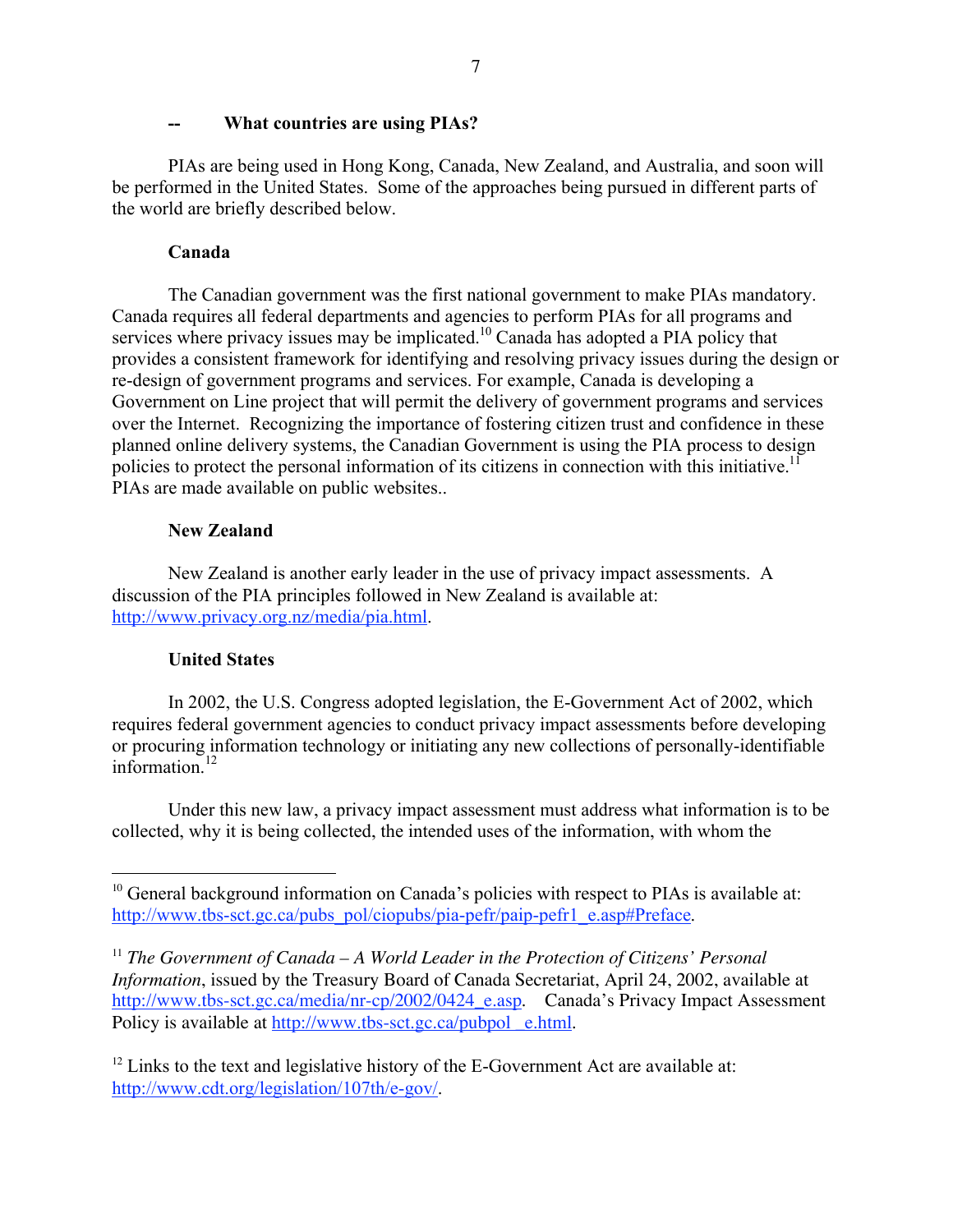### -- What countries are using PIAs?

PIAs are being used in Hong Kong, Canada, New Zealand, and Australia, and soon will be performed in the United States. Some of the approaches being pursued in different parts of the world are briefly described below.

**Canada**

The Canadian government was the first national government to make PIAs mandatory. Canada requires all federal departments and agencies to perform PIAs for all programs and services where privacy issues may be implicated.[10] Canada has adopted a PIA policy that provides a consistent framework for identifying and resolving privacy issues during the design or re-design of government programs and services. For example, Canada is developing a Government on Line project that will permit the delivery of government programs and services over the Internet. Recognizing the importance of fostering citizen trust and confidence in these planned online delivery systems, the Canadian Government is using the PIA process to design policies to protect the personal information of its citizens in connection with this initiative.[11] PIAs are made available on public websites..

**New Zealand**

New Zealand is another early leader in the use of privacy impact assessments. A discussion of the PIA principles followed in New Zealand is available at: http://www.privacy.org.nz/media/pia.html.

**United States**

In 2002, the U.S. Congress adopted legislation, the E-Government Act of 2002, which requires federal government agencies to conduct privacy impact assessments before developing or procuring information technology or initiating any new collections of personally-identifiable information.[12]

Under this new law, a privacy impact assessment must address what information is to be collected, why it is being collected, the intended uses of the information, with whom the

---

[10] General background information on Canada's policies with respect to PIAs is available at: http://www.tbs-sct.gc.ca/pubs_pol/ciopubs/pia-pefr/paip-pefr1_e.asp#Preface.

[11] *The Government of Canada – A World Leader in the Protection of Citizens' Personal Information*, issued by the Treasury Board of Canada Secretariat, April 24, 2002, available at http://www.tbs-sct.gc.ca/media/nr-cp/2002/0424_e.asp. Canada's Privacy Impact Assessment Policy is available at http://www.tbs-sct.gc.ca/pubpol_e.html.

[12] Links to the text and legislative history of the E-Government Act are available at: http://www.cdt.org/legislation/107th/e-gov/.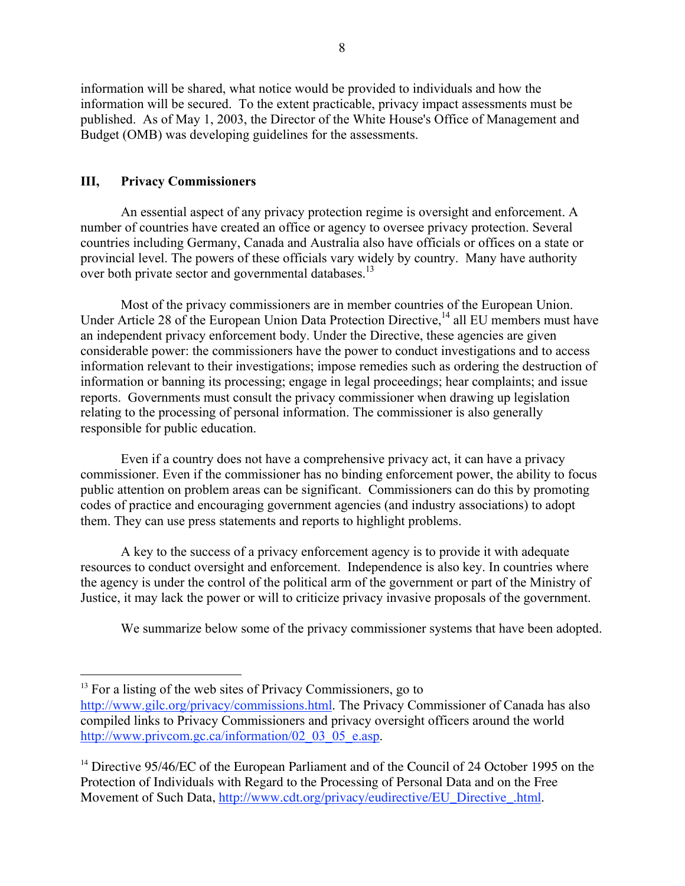information will be shared, what notice would be provided to individuals and how the information will be secured. To the extent practicable, privacy impact assessments must be published. As of May 1, 2003, the Director of the White House's Office of Management and Budget (OMB) was developing guidelines for the assessments.

## III, Privacy Commissioners

An essential aspect of any privacy protection regime is oversight and enforcement. A number of countries have created an office or agency to oversee privacy protection. Several countries including Germany, Canada and Australia also have officials or offices on a state or provincial level. The powers of these officials vary widely by country. Many have authority over both private sector and governmental databases.[13]

Most of the privacy commissioners are in member countries of the European Union. Under Article 28 of the European Union Data Protection Directive,[14] all EU members must have an independent privacy enforcement body. Under the Directive, these agencies are given considerable power: the commissioners have the power to conduct investigations and to access information relevant to their investigations; impose remedies such as ordering the destruction of information or banning its processing; engage in legal proceedings; hear complaints; and issue reports. Governments must consult the privacy commissioner when drawing up legislation relating to the processing of personal information. The commissioner is also generally responsible for public education.

Even if a country does not have a comprehensive privacy act, it can have a privacy commissioner. Even if the commissioner has no binding enforcement power, the ability to focus public attention on problem areas can be significant. Commissioners can do this by promoting codes of practice and encouraging government agencies (and industry associations) to adopt them. They can use press statements and reports to highlight problems.

A key to the success of a privacy enforcement agency is to provide it with adequate resources to conduct oversight and enforcement. Independence is also key. In countries where the agency is under the control of the political arm of the government or part of the Ministry of Justice, it may lack the power or will to criticize privacy invasive proposals of the government.

We summarize below some of the privacy commissioner systems that have been adopted.

---

[13] For a listing of the web sites of Privacy Commissioners, go to http://www.gilc.org/privacy/commissions.html. The Privacy Commissioner of Canada has also compiled links to Privacy Commissioners and privacy oversight officers around the world http://www.privcom.gc.ca/information/02_03_05_e.asp.

[14] Directive 95/46/EC of the European Parliament and of the Council of 24 October 1995 on the Protection of Individuals with Regard to the Processing of Personal Data and on the Free Movement of Such Data, http://www.cdt.org/privacy/eudirective/EU_Directive_.html.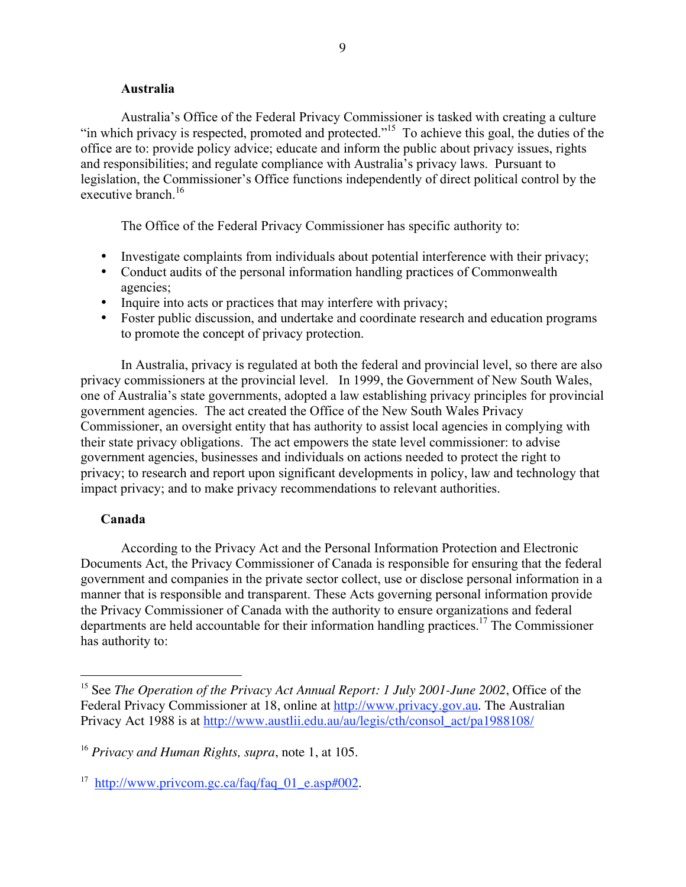### Australia

Australia's Office of the Federal Privacy Commissioner is tasked with creating a culture "in which privacy is respected, promoted and protected."[15] To achieve this goal, the duties of the office are to: provide policy advice; educate and inform the public about privacy issues, rights and responsibilities; and regulate compliance with Australia's privacy laws. Pursuant to legislation, the Commissioner's Office functions independently of direct political control by the executive branch.[16]

The Office of the Federal Privacy Commissioner has specific authority to:

- Investigate complaints from individuals about potential interference with their privacy;
- Conduct audits of the personal information handling practices of Commonwealth agencies;
- Inquire into acts or practices that may interfere with privacy;
- Foster public discussion, and undertake and coordinate research and education programs to promote the concept of privacy protection.

In Australia, privacy is regulated at both the federal and provincial level, so there are also privacy commissioners at the provincial level. In 1999, the Government of New South Wales, one of Australia's state governments, adopted a law establishing privacy principles for provincial government agencies. The act created the Office of the New South Wales Privacy Commissioner, an oversight entity that has authority to assist local agencies in complying with their state privacy obligations. The act empowers the state level commissioner: to advise government agencies, businesses and individuals on actions needed to protect the right to privacy; to research and report upon significant developments in policy, law and technology that impact privacy; and to make privacy recommendations to relevant authorities.

### Canada

According to the Privacy Act and the Personal Information Protection and Electronic Documents Act, the Privacy Commissioner of Canada is responsible for ensuring that the federal government and companies in the private sector collect, use or disclose personal information in a manner that is responsible and transparent. These Acts governing personal information provide the Privacy Commissioner of Canada with the authority to ensure organizations and federal departments are held accountable for their information handling practices.[17] The Commissioner has authority to:

---

[15] See *The Operation of the Privacy Act Annual Report: 1 July 2001-June 2002*, Office of the Federal Privacy Commissioner at 18, online at http://www.privacy.gov.au. The Australian Privacy Act 1988 is at http://www.austlii.edu.au/au/legis/cth/consol_act/pa1988108/

[16] *Privacy and Human Rights, supra*, note 1, at 105.

[17] http://www.privcom.gc.ca/faq/faq_01_e.asp#002.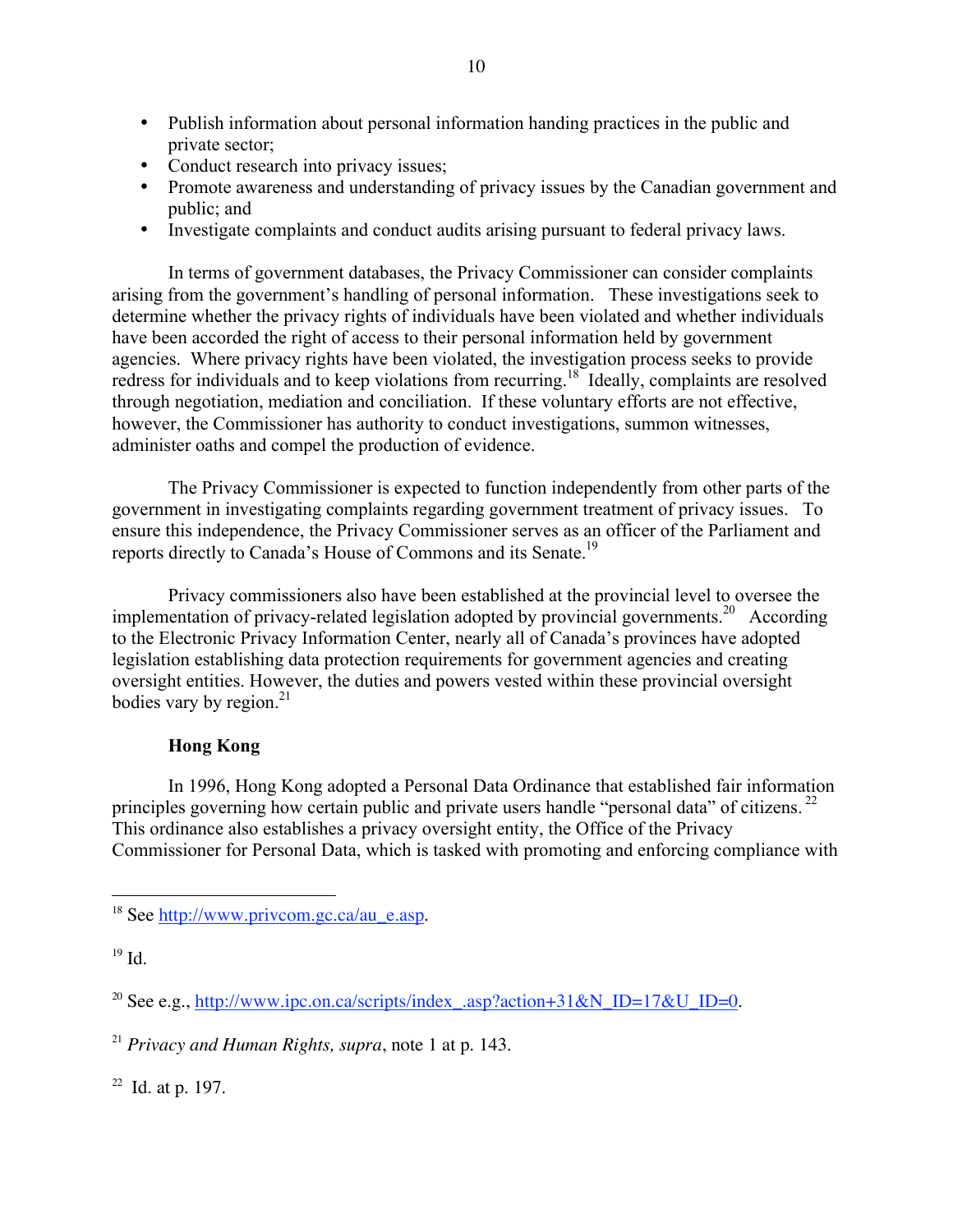- Publish information about personal information handing practices in the public and private sector;
- Conduct research into privacy issues;
- Promote awareness and understanding of privacy issues by the Canadian government and public; and
- Investigate complaints and conduct audits arising pursuant to federal privacy laws.

In terms of government databases, the Privacy Commissioner can consider complaints arising from the government's handling of personal information. These investigations seek to determine whether the privacy rights of individuals have been violated and whether individuals have been accorded the right of access to their personal information held by government agencies. Where privacy rights have been violated, the investigation process seeks to provide redress for individuals and to keep violations from recurring.[18] Ideally, complaints are resolved through negotiation, mediation and conciliation. If these voluntary efforts are not effective, however, the Commissioner has authority to conduct investigations, summon witnesses, administer oaths and compel the production of evidence.

The Privacy Commissioner is expected to function independently from other parts of the government in investigating complaints regarding government treatment of privacy issues. To ensure this independence, the Privacy Commissioner serves as an officer of the Parliament and reports directly to Canada's House of Commons and its Senate.[19]

Privacy commissioners also have been established at the provincial level to oversee the implementation of privacy-related legislation adopted by provincial governments.[20] According to the Electronic Privacy Information Center, nearly all of Canada's provinces have adopted legislation establishing data protection requirements for government agencies and creating oversight entities. However, the duties and powers vested within these provincial oversight bodies vary by region.[21]

**Hong Kong**

In 1996, Hong Kong adopted a Personal Data Ordinance that established fair information principles governing how certain public and private users handle "personal data" of citizens.[22] This ordinance also establishes a privacy oversight entity, the Office of the Privacy Commissioner for Personal Data, which is tasked with promoting and enforcing compliance with

---

[18] See http://www.privcom.gc.ca/au_e.asp.

[19] Id.

[20] See e.g., http://www.ipc.on.ca/scripts/index_.asp?action+31&N_ID=17&U_ID=0.

[21] *Privacy and Human Rights, supra*, note 1 at p. 143.

[22] Id. at p. 197.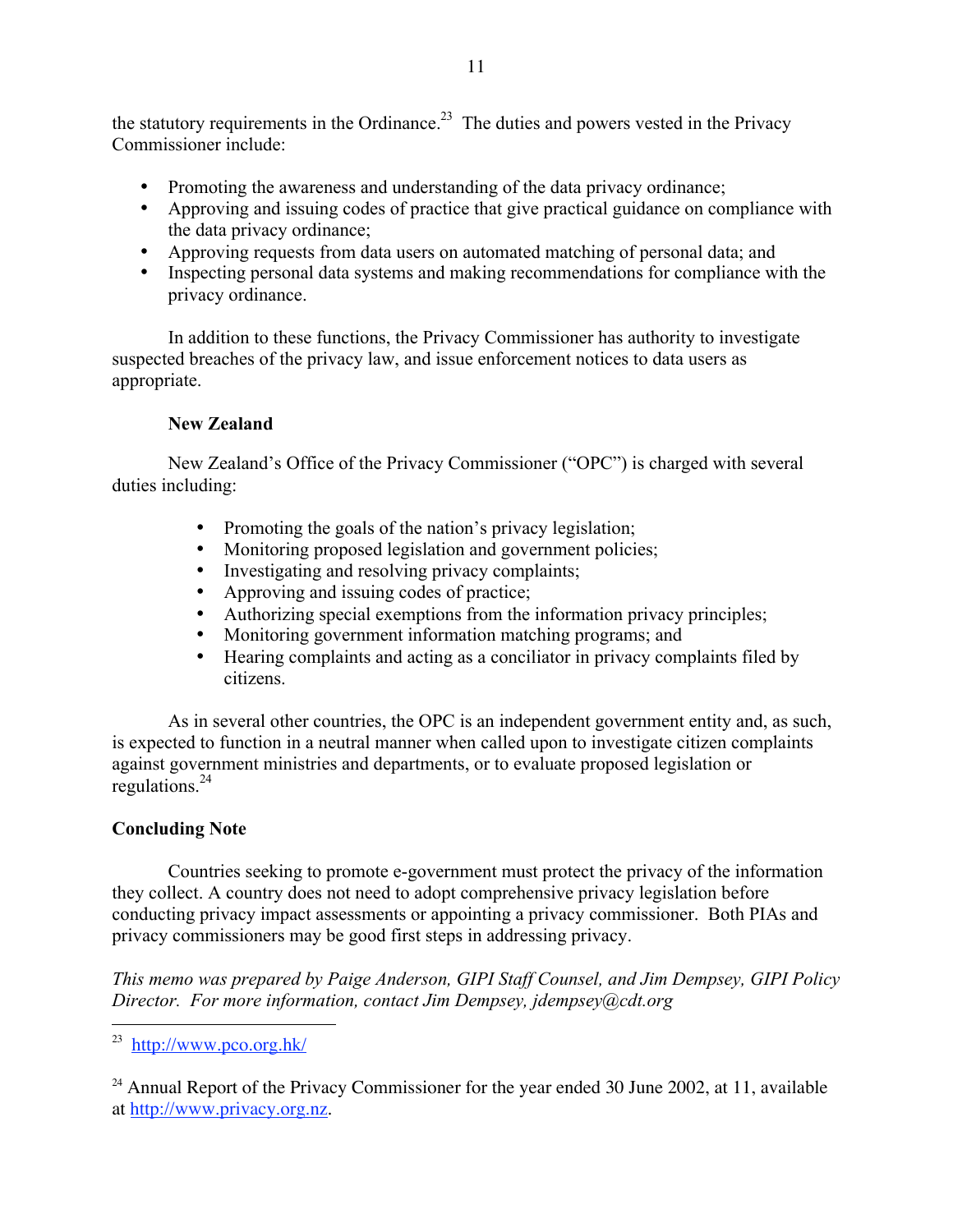the statutory requirements in the Ordinance.[23] The duties and powers vested in the Privacy Commissioner include:

- Promoting the awareness and understanding of the data privacy ordinance;
- Approving and issuing codes of practice that give practical guidance on compliance with the data privacy ordinance;
- Approving requests from data users on automated matching of personal data; and
- Inspecting personal data systems and making recommendations for compliance with the privacy ordinance.

In addition to these functions, the Privacy Commissioner has authority to investigate suspected breaches of the privacy law, and issue enforcement notices to data users as appropriate.

### New Zealand

New Zealand's Office of the Privacy Commissioner ("OPC") is charged with several duties including:

- Promoting the goals of the nation's privacy legislation;
- Monitoring proposed legislation and government policies;
- Investigating and resolving privacy complaints;
- Approving and issuing codes of practice;
- Authorizing special exemptions from the information privacy principles;
- Monitoring government information matching programs; and
- Hearing complaints and acting as a conciliator in privacy complaints filed by citizens.

As in several other countries, the OPC is an independent government entity and, as such, is expected to function in a neutral manner when called upon to investigate citizen complaints against government ministries and departments, or to evaluate proposed legislation or regulations.[24]

## Concluding Note

Countries seeking to promote e-government must protect the privacy of the information they collect. A country does not need to adopt comprehensive privacy legislation before conducting privacy impact assessments or appointing a privacy commissioner. Both PIAs and privacy commissioners may be good first steps in addressing privacy.

*This memo was prepared by Paige Anderson, GIPI Staff Counsel, and Jim Dempsey, GIPI Policy Director. For more information, contact Jim Dempsey, jdempsey@cdt.org*

---

[23] http://www.pco.org.hk/

[24] Annual Report of the Privacy Commissioner for the year ended 30 June 2002, at 11, available at http://www.privacy.org.nz.